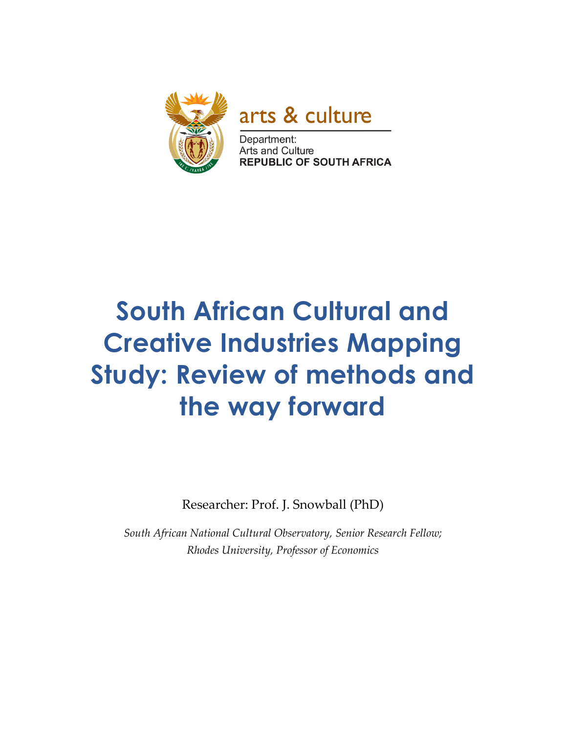arts & culture

Department:
Arts and Culture
**REPUBLIC OF SOUTH AFRICA**

# South African Cultural and Creative Industries Mapping Study: Review of methods and the way forward

Researcher: Prof. J. Snowball (PhD)

*South African National Cultural Observatory, Senior Research Fellow;*
*Rhodes University, Professor of Economics*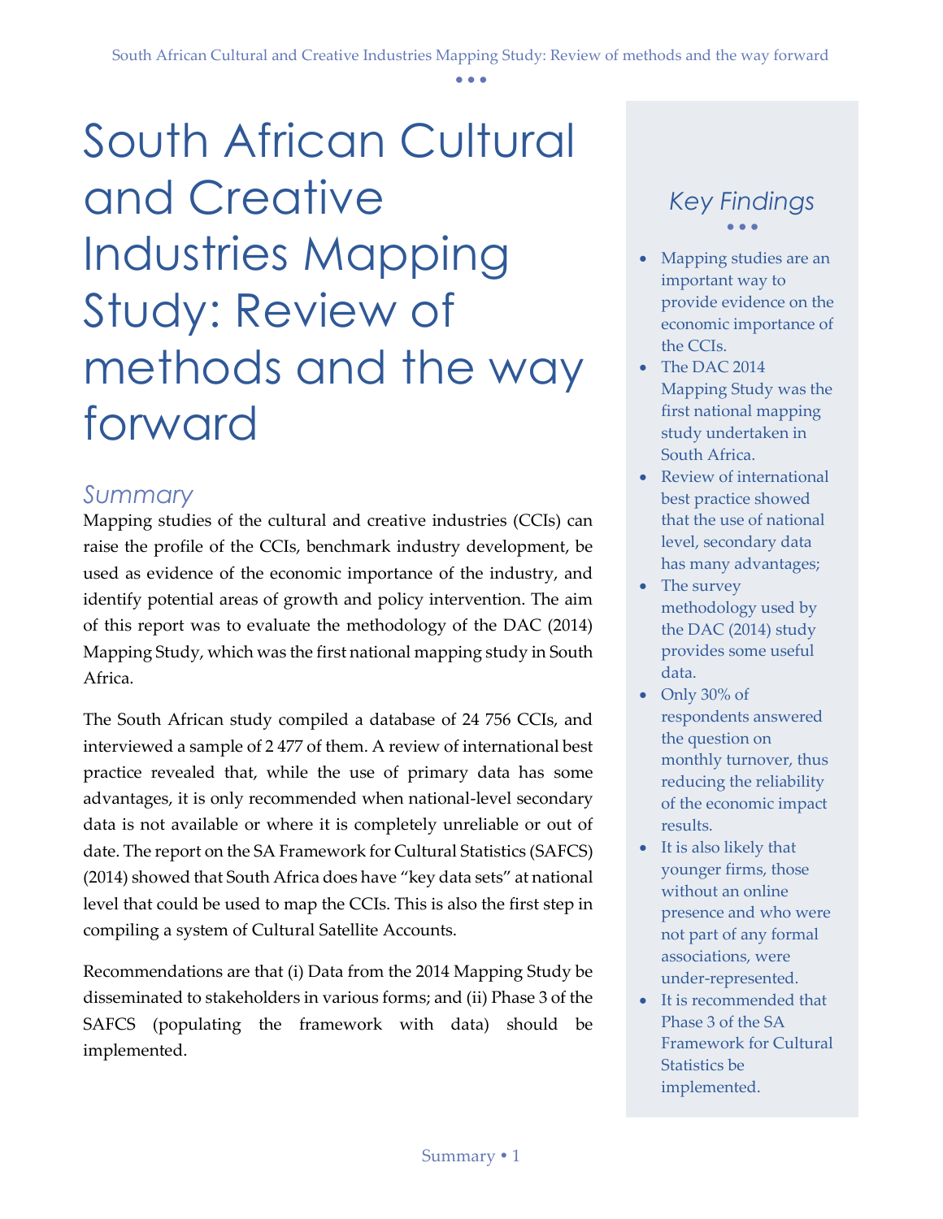# South African Cultural and Creative Industries Mapping Study: Review of methods and the way forward

## Summary

Mapping studies of the cultural and creative industries (CCIs) can raise the profile of the CCIs, benchmark industry development, be used as evidence of the economic importance of the industry, and identify potential areas of growth and policy intervention. The aim of this report was to evaluate the methodology of the DAC (2014) Mapping Study, which was the first national mapping study in South Africa.

The South African study compiled a database of 24 756 CCIs, and interviewed a sample of 2 477 of them. A review of international best practice revealed that, while the use of primary data has some advantages, it is only recommended when national-level secondary data is not available or where it is completely unreliable or out of date. The report on the SA Framework for Cultural Statistics (SAFCS) (2014) showed that South Africa does have "key data sets" at national level that could be used to map the CCIs. This is also the first step in compiling a system of Cultural Satellite Accounts.

Recommendations are that (i) Data from the 2014 Mapping Study be disseminated to stakeholders in various forms; and (ii) Phase 3 of the SAFCS (populating the framework with data) should be implemented.

## *Key Findings*

- Mapping studies are an important way to provide evidence on the economic importance of the CCIs.
- The DAC 2014 Mapping Study was the first national mapping study undertaken in South Africa.
- Review of international best practice showed that the use of national level, secondary data has many advantages;
- The survey methodology used by the DAC (2014) study provides some useful data.
- Only 30% of respondents answered the question on monthly turnover, thus reducing the reliability of the economic impact results.
- It is also likely that younger firms, those without an online presence and who were not part of any formal associations, were under-represented.
- It is recommended that Phase 3 of the SA Framework for Cultural Statistics be implemented.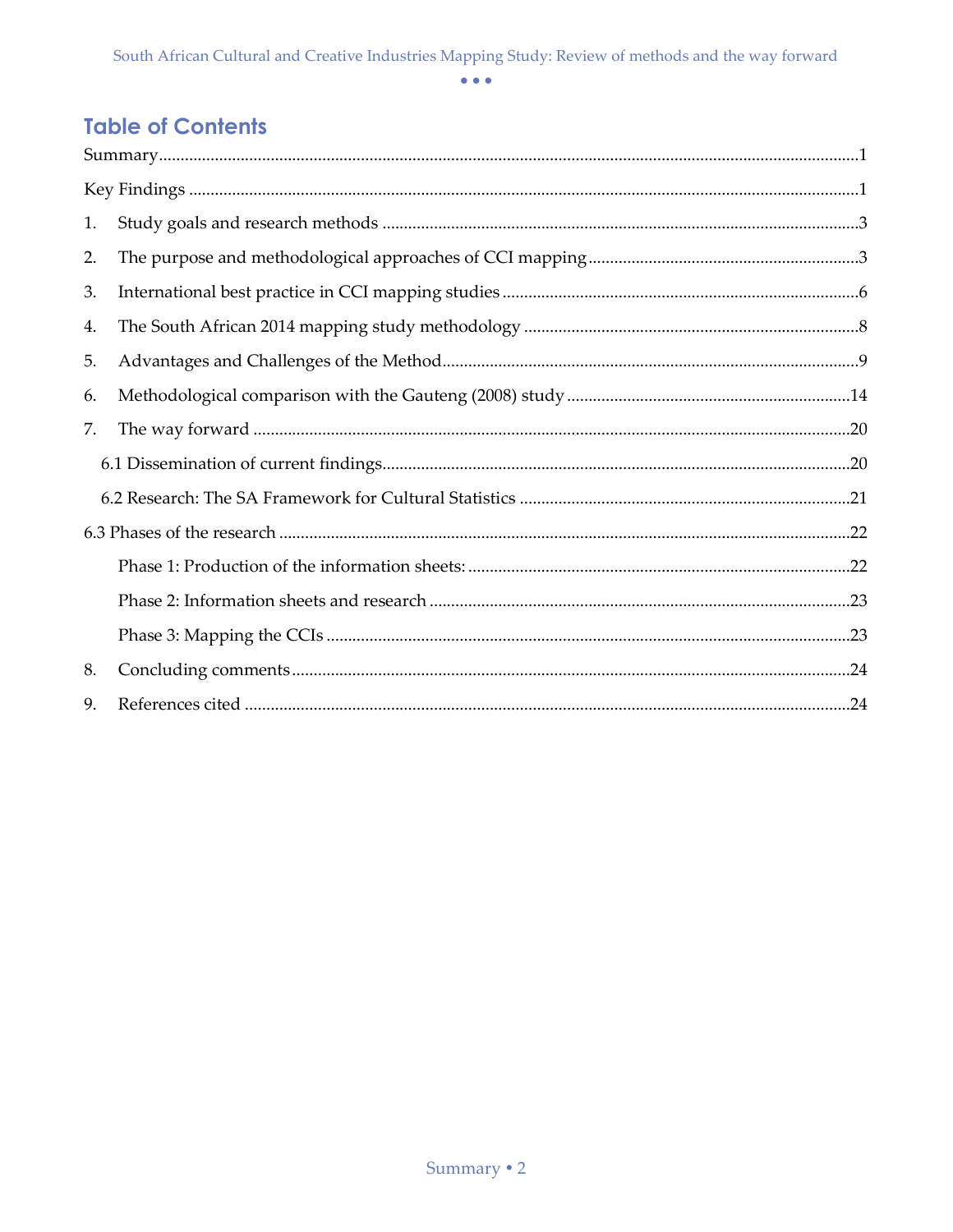# Table of Contents

Summary ....................................................................................................................................1

Key Findings ..............................................................................................................................1

1. Study goals and research methods ......................................................................................3

2. The purpose and methodological approaches of CCI mapping ......................................3

3. International best practice in CCI mapping studies ..........................................................6

4. The South African 2014 mapping study methodology ......................................................8

5. Advantages and Challenges of the Method........................................................................9

6. Methodological comparison with the Gauteng (2008) study ..........................................14

7. The way forward ...................................................................................................................20

   6.1 Dissemination of current findings.................................................................................20

   6.2 Research: The SA Framework for Cultural Statistics ..................................................21

6.3 Phases of the research ............................................................................................................22

   Phase 1: Production of the information sheets: ..............................................................22

   Phase 2: Information sheets and research .......................................................................23

   Phase 3: Mapping the CCIs ................................................................................................23

8. Concluding comments..........................................................................................................24

9. References cited .....................................................................................................................24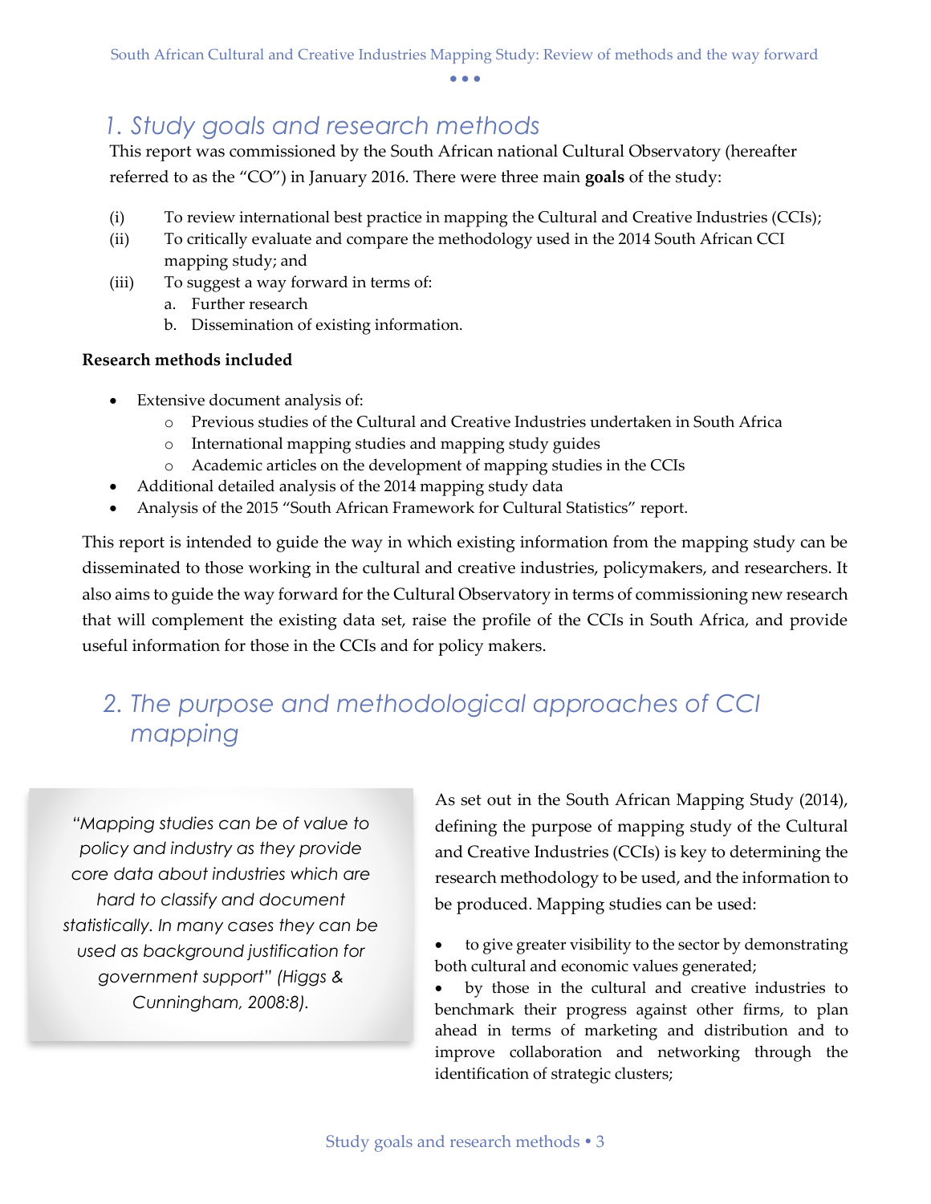# 1. Study goals and research methods

This report was commissioned by the South African national Cultural Observatory (hereafter referred to as the "CO") in January 2016. There were three main **goals** of the study:

(i) To review international best practice in mapping the Cultural and Creative Industries (CCIs);
(ii) To critically evaluate and compare the methodology used in the 2014 South African CCI mapping study; and
(iii) To suggest a way forward in terms of:
   a. Further research
   b. Dissemination of existing information.

**Research methods included**

- Extensive document analysis of:
  - Previous studies of the Cultural and Creative Industries undertaken in South Africa
  - International mapping studies and mapping study guides
  - Academic articles on the development of mapping studies in the CCIs
- Additional detailed analysis of the 2014 mapping study data
- Analysis of the 2015 "South African Framework for Cultural Statistics" report.

This report is intended to guide the way in which existing information from the mapping study can be disseminated to those working in the cultural and creative industries, policymakers, and researchers. It also aims to guide the way forward for the Cultural Observatory in terms of commissioning new research that will complement the existing data set, raise the profile of the CCIs in South Africa, and provide useful information for those in the CCIs and for policy makers.

# 2. The purpose and methodological approaches of CCI mapping

*"Mapping studies can be of value to policy and industry as they provide core data about industries which are hard to classify and document statistically. In many cases they can be used as background justification for government support" (Higgs & Cunningham, 2008:8).*

As set out in the South African Mapping Study (2014), defining the purpose of mapping study of the Cultural and Creative Industries (CCIs) is key to determining the research methodology to be used, and the information to be produced. Mapping studies can be used:

- to give greater visibility to the sector by demonstrating both cultural and economic values generated;
- by those in the cultural and creative industries to benchmark their progress against other firms, to plan ahead in terms of marketing and distribution and to improve collaboration and networking through the identification of strategic clusters;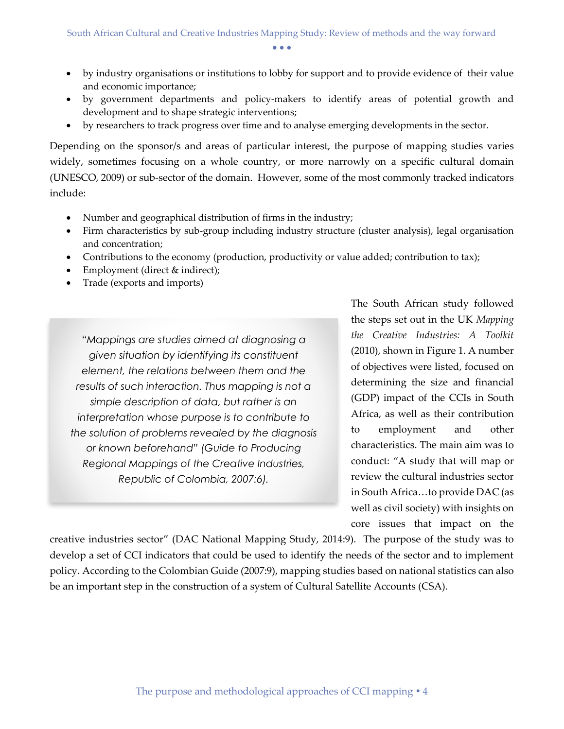- by industry organisations or institutions to lobby for support and to provide evidence of their value and economic importance;
- by government departments and policy-makers to identify areas of potential growth and development and to shape strategic interventions;
- by researchers to track progress over time and to analyse emerging developments in the sector.

Depending on the sponsor/s and areas of particular interest, the purpose of mapping studies varies widely, sometimes focusing on a whole country, or more narrowly on a specific cultural domain (UNESCO, 2009) or sub-sector of the domain. However, some of the most commonly tracked indicators include:

- Number and geographical distribution of firms in the industry;
- Firm characteristics by sub-group including industry structure (cluster analysis), legal organisation and concentration;
- Contributions to the economy (production, productivity or value added; contribution to tax);
- Employment (direct & indirect);
- Trade (exports and imports)

> *"Mappings are studies aimed at diagnosing a given situation by identifying its constituent element, the relations between them and the results of such interaction. Thus mapping is not a simple description of data, but rather is an interpretation whose purpose is to contribute to the solution of problems revealed by the diagnosis or known beforehand" (Guide to Producing Regional Mappings of the Creative Industries, Republic of Colombia, 2007:6).*

The South African study followed the steps set out in the UK *Mapping the Creative Industries: A Toolkit* (2010), shown in Figure 1. A number of objectives were listed, focused on determining the size and financial (GDP) impact of the CCIs in South Africa, as well as their contribution to employment and other characteristics. The main aim was to conduct: "A study that will map or review the cultural industries sector in South Africa…to provide DAC (as well as civil society) with insights on core issues that impact on the creative industries sector" (DAC National Mapping Study, 2014:9). The purpose of the study was to develop a set of CCI indicators that could be used to identify the needs of the sector and to implement policy. According to the Colombian Guide (2007:9), mapping studies based on national statistics can also be an important step in the construction of a system of Cultural Satellite Accounts (CSA).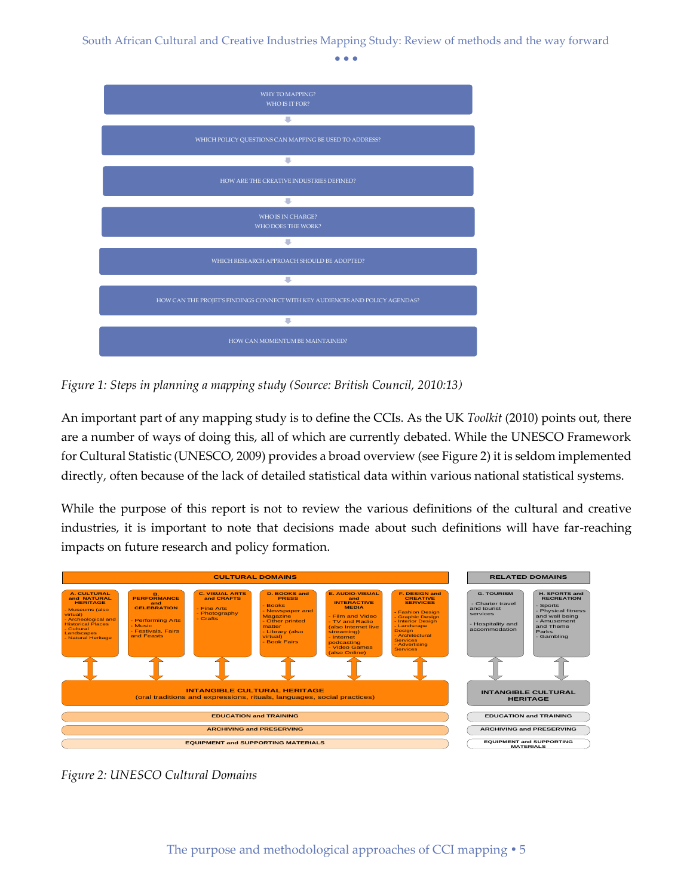WHY TO MAPPING?
WHO IS IT FOR?

WHICH POLICY QUESTIONS CAN MAPPING BE USED TO ADDRESS?

HOW ARE THE CREATIVE INDUSTRIES DEFINED?

WHO IS IN CHARGE?
WHO DOES THE WORK?

WHICH RESEARCH APPROACH SHOULD BE ADOPTED?

HOW CAN THE PROJET'S FINDINGS CONNECT WITH KEY AUDIENCES AND POLICY AGENDAS?

HOW CAN MOMENTUM BE MAINTAINED?

*Figure 1: Steps in planning a mapping study (Source: British Council, 2010:13)*

An important part of any mapping study is to define the CCIs. As the UK *Toolkit* (2010) points out, there are a number of ways of doing this, all of which are currently debated. While the UNESCO Framework for Cultural Statistic (UNESCO, 2009) provides a broad overview (see Figure 2) it is seldom implemented directly, often because of the lack of detailed statistical data within various national statistical systems.

While the purpose of this report is not to review the various definitions of the cultural and creative industries, it is important to note that decisions made about such definitions will have far-reaching impacts on future research and policy formation.

**CULTURAL DOMAINS**

- **A. CULTURAL and NATURAL HERITAGE**: Museums (also virtual); Archeological and Historical Places; Cultural Landscapes; Natural Heritage
- **B. PERFORMANCE and CELEBRATION**: Performing Arts; Music; Festivals, Fairs and Feasts
- **C. VISUAL ARTS and CRAFTS**: Fine Arts; Photography; Crafts
- **D. BOOKS and PRESS**: Books; Newspaper and Magazine; Other printed matter; Library (also virtual); Book Fairs
- **E. AUDIO-VISUAL and INTERACTIVE MEDIA**: Film and Video; TV and Radio (also Internet live streaming); Internet podcasting; Video Games (also Online)
- **F. DESIGN and CREATIVE SERVICES**: Fashion Design; Graphic Design; Interior Design; Landscape Design; Architectural Services; Advertising Services

INTANGIBLE CULTURAL HERITAGE (oral traditions and expressions, rituals, languages, social practices)

EDUCATION and TRAINING

ARCHIVING and PRESERVING

EQUIPMENT and SUPPORTING MATERIALS

**RELATED DOMAINS**

- **G. TOURISM**: Charter travel and tourist services; Hospitality and accommodation
- **H. SPORTS and RECREATION**: Sports; Physical fitness and well being; Amusement and Theme Parks; Gambling

INTANGIBLE CULTURAL HERITAGE

EDUCATION and TRAINING

ARCHIVING and PRESERVING

EQUIPMENT and SUPPORTING MATERIALS

*Figure 2: UNESCO Cultural Domains*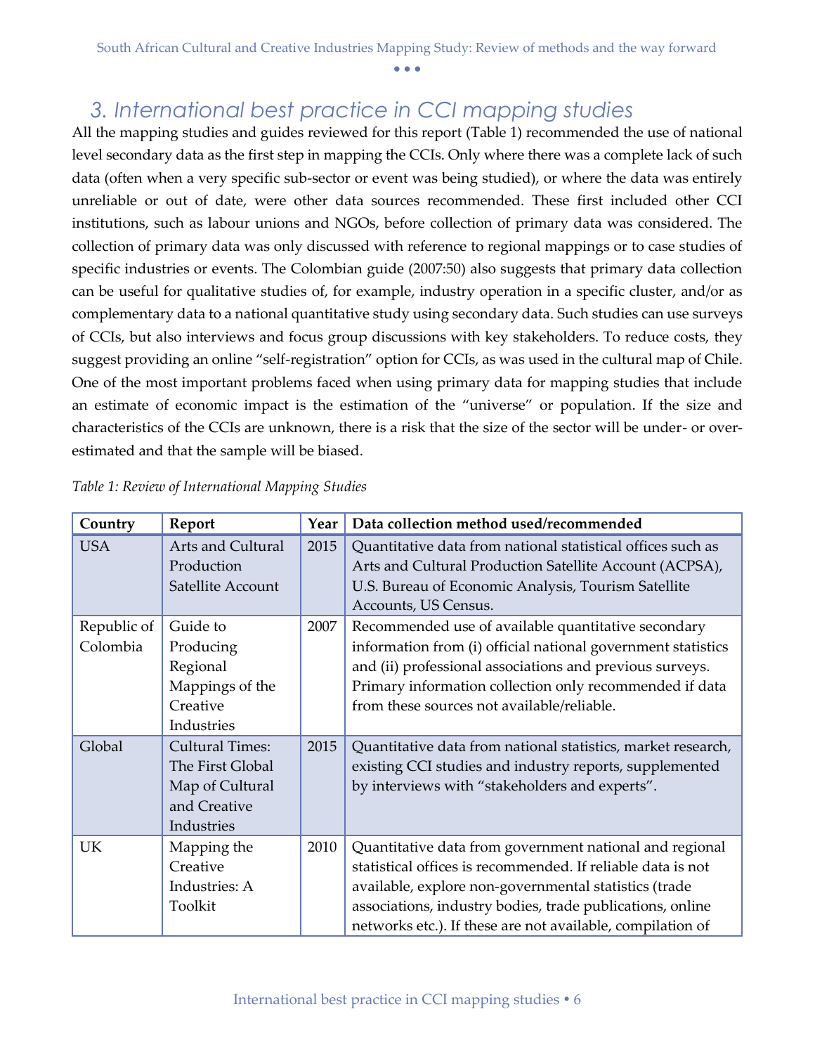## 3. International best practice in CCI mapping studies

All the mapping studies and guides reviewed for this report (Table 1) recommended the use of national level secondary data as the first step in mapping the CCIs. Only where there was a complete lack of such data (often when a very specific sub-sector or event was being studied), or where the data was entirely unreliable or out of date, were other data sources recommended. These first included other CCI institutions, such as labour unions and NGOs, before collection of primary data was considered. The collection of primary data was only discussed with reference to regional mappings or to case studies of specific industries or events. The Colombian guide (2007:50) also suggests that primary data collection can be useful for qualitative studies of, for example, industry operation in a specific cluster, and/or as complementary data to a national quantitative study using secondary data. Such studies can use surveys of CCIs, but also interviews and focus group discussions with key stakeholders. To reduce costs, they suggest providing an online "self-registration" option for CCIs, as was used in the cultural map of Chile. One of the most important problems faced when using primary data for mapping studies that include an estimate of economic impact is the estimation of the "universe" or population. If the size and characteristics of the CCIs are unknown, there is a risk that the size of the sector will be under- or over-estimated and that the sample will be biased.

*Table 1: Review of International Mapping Studies*

| Country | Report | Year | Data collection method used/recommended |
|---|---|---|---|
| USA | Arts and Cultural Production Satellite Account | 2015 | Quantitative data from national statistical offices such as Arts and Cultural Production Satellite Account (ACPSA), U.S. Bureau of Economic Analysis, Tourism Satellite Accounts, US Census. |
| Republic of Colombia | Guide to Producing Regional Mappings of the Creative Industries | 2007 | Recommended use of available quantitative secondary information from (i) official national government statistics and (ii) professional associations and previous surveys. Primary information collection only recommended if data from these sources not available/reliable. |
| Global | Cultural Times: The First Global Map of Cultural and Creative Industries | 2015 | Quantitative data from national statistics, market research, existing CCI studies and industry reports, supplemented by interviews with "stakeholders and experts". |
| UK | Mapping the Creative Industries: A Toolkit | 2010 | Quantitative data from government national and regional statistical offices is recommended. If reliable data is not available, explore non-governmental statistics (trade associations, industry bodies, trade publications, online networks etc.). If these are not available, compilation of |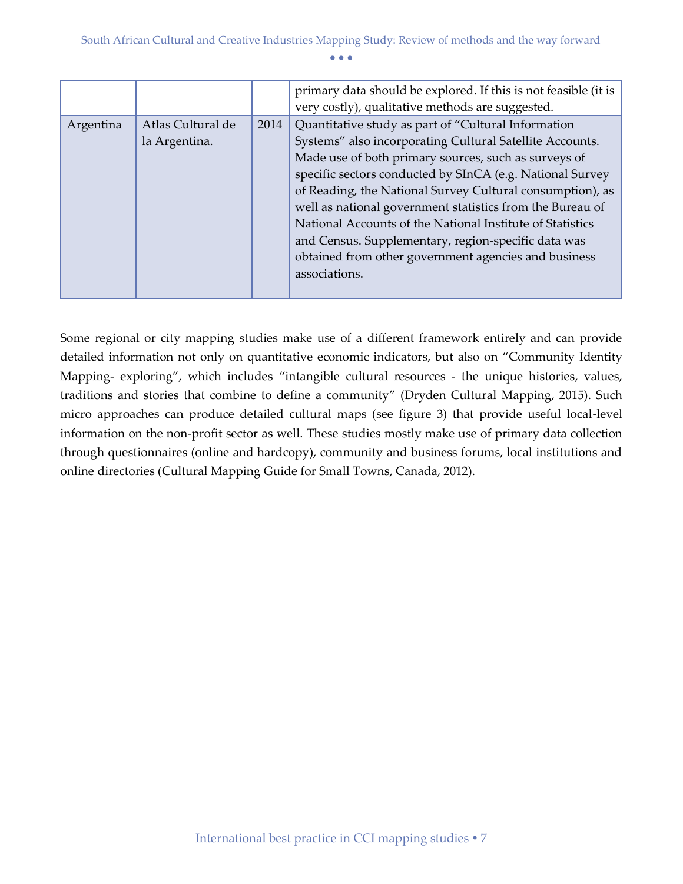|  |  |  |  |
| --- | --- | --- | --- |
|  |  |  | primary data should be explored. If this is not feasible (it is very costly), qualitative methods are suggested. |
| Argentina | Atlas Cultural de la Argentina. | 2014 | Quantitative study as part of "Cultural Information Systems" also incorporating Cultural Satellite Accounts. Made use of both primary sources, such as surveys of specific sectors conducted by SInCA (e.g. National Survey of Reading, the National Survey Cultural consumption), as well as national government statistics from the Bureau of National Accounts of the National Institute of Statistics and Census. Supplementary, region-specific data was obtained from other government agencies and business associations. |

Some regional or city mapping studies make use of a different framework entirely and can provide detailed information not only on quantitative economic indicators, but also on "Community Identity Mapping- exploring", which includes "intangible cultural resources - the unique histories, values, traditions and stories that combine to define a community" (Dryden Cultural Mapping, 2015). Such micro approaches can produce detailed cultural maps (see figure 3) that provide useful local-level information on the non-profit sector as well. These studies mostly make use of primary data collection through questionnaires (online and hardcopy), community and business forums, local institutions and online directories (Cultural Mapping Guide for Small Towns, Canada, 2012).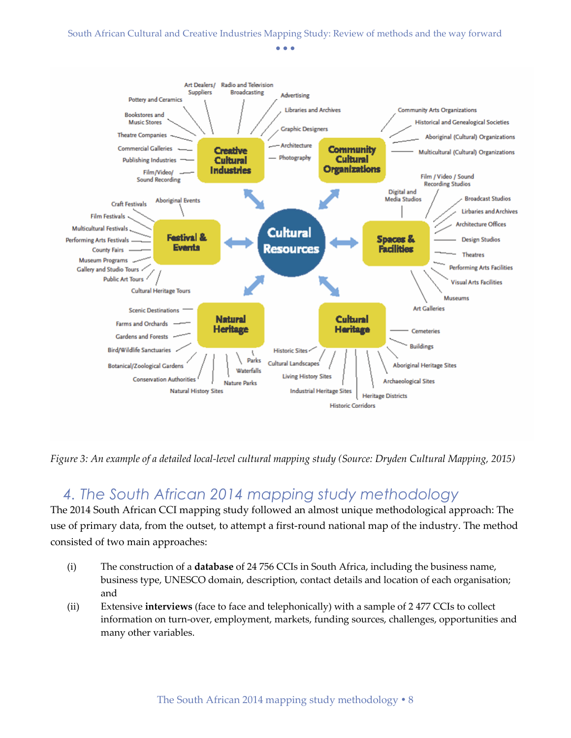*Figure 3: An example of a detailed local-level cultural mapping study (Source: Dryden Cultural Mapping, 2015)*

## 4. The South African 2014 mapping study methodology

The 2014 South African CCI mapping study followed an almost unique methodological approach: The use of primary data, from the outset, to attempt a first-round national map of the industry. The method consisted of two main approaches:

(i) The construction of a **database** of 24 756 CCIs in South Africa, including the business name, business type, UNESCO domain, description, contact details and location of each organisation; and

(ii) Extensive **interviews** (face to face and telephonically) with a sample of 2 477 CCIs to collect information on turn-over, employment, markets, funding sources, challenges, opportunities and many other variables.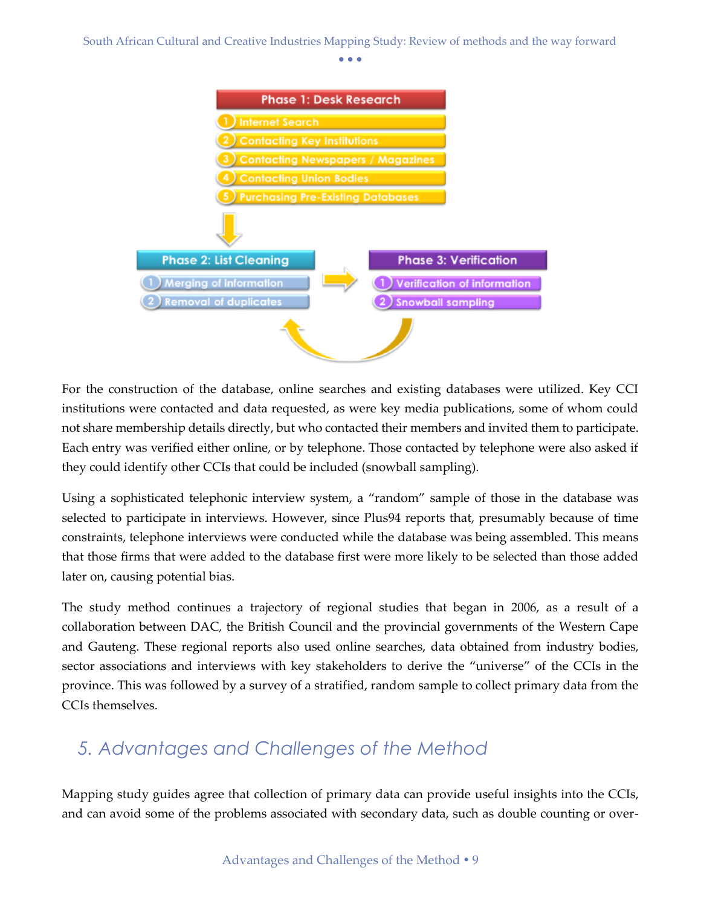Phase 1: Desk Research

1. Internet Search
2. Contacting Key Institutions
3. Contacting Newspapers / Magazines
4. Contacting Union Bodies
5. Purchasing Pre-Existing Databases

Phase 2: List Cleaning

1. Merging of information
2. Removal of duplicates

Phase 3: Verification

1. Verification of information
2. Snowball sampling

For the construction of the database, online searches and existing databases were utilized. Key CCI institutions were contacted and data requested, as were key media publications, some of whom could not share membership details directly, but who contacted their members and invited them to participate. Each entry was verified either online, or by telephone. Those contacted by telephone were also asked if they could identify other CCIs that could be included (snowball sampling).

Using a sophisticated telephonic interview system, a "random" sample of those in the database was selected to participate in interviews. However, since Plus94 reports that, presumably because of time constraints, telephone interviews were conducted while the database was being assembled. This means that those firms that were added to the database first were more likely to be selected than those added later on, causing potential bias.

The study method continues a trajectory of regional studies that began in 2006, as a result of a collaboration between DAC, the British Council and the provincial governments of the Western Cape and Gauteng. These regional reports also used online searches, data obtained from industry bodies, sector associations and interviews with key stakeholders to derive the "universe" of the CCIs in the province. This was followed by a survey of a stratified, random sample to collect primary data from the CCIs themselves.

## 5. Advantages and Challenges of the Method

Mapping study guides agree that collection of primary data can provide useful insights into the CCIs, and can avoid some of the problems associated with secondary data, such as double counting or over-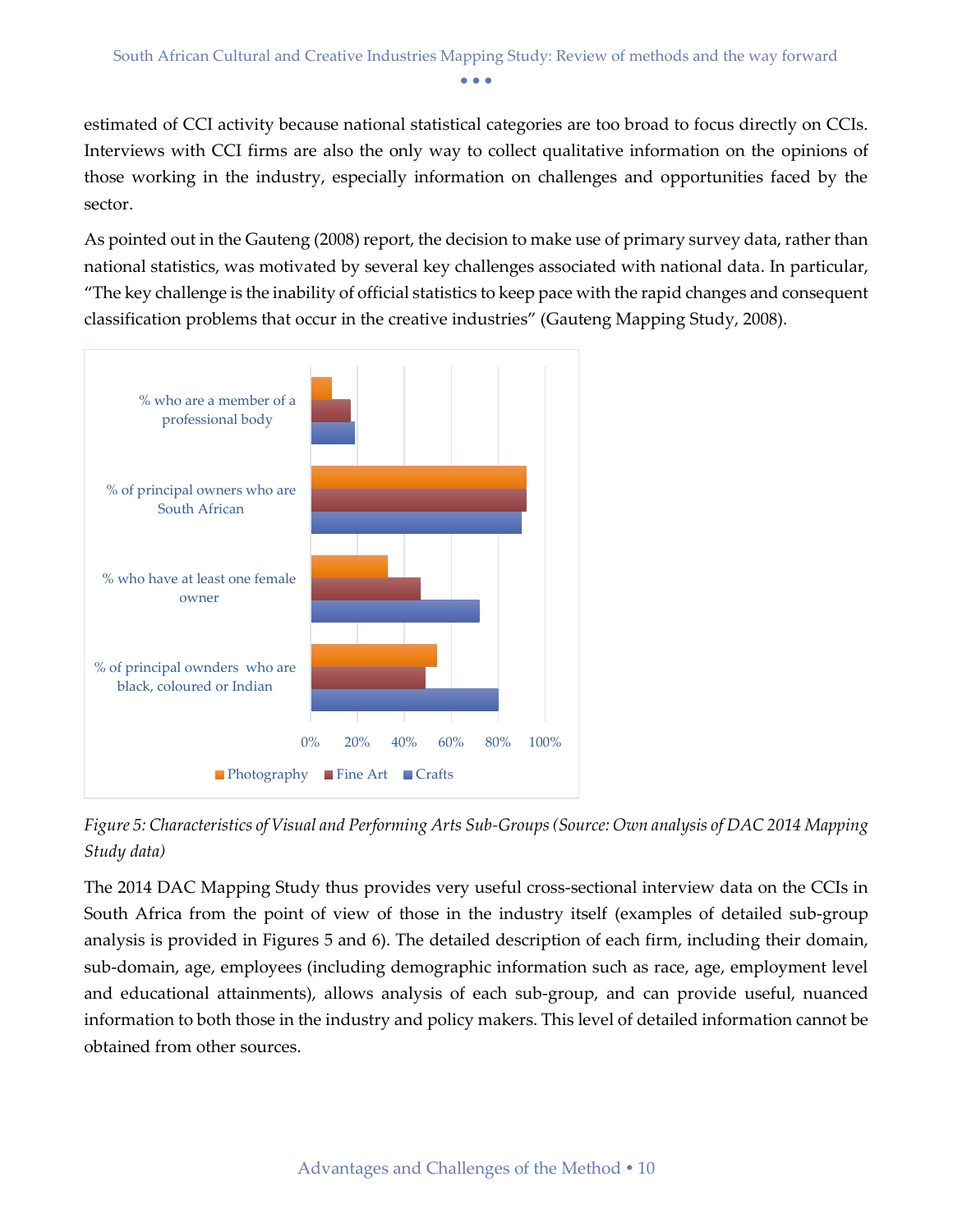estimated of CCI activity because national statistical categories are too broad to focus directly on CCIs. Interviews with CCI firms are also the only way to collect qualitative information on the opinions of those working in the industry, especially information on challenges and opportunities faced by the sector.

As pointed out in the Gauteng (2008) report, the decision to make use of primary survey data, rather than national statistics, was motivated by several key challenges associated with national data. In particular, "The key challenge is the inability of official statistics to keep pace with the rapid changes and consequent classification problems that occur in the creative industries" (Gauteng Mapping Study, 2008).

*Figure 5: Characteristics of Visual and Performing Arts Sub-Groups (Source: Own analysis of DAC 2014 Mapping Study data)*

The 2014 DAC Mapping Study thus provides very useful cross-sectional interview data on the CCIs in South Africa from the point of view of those in the industry itself (examples of detailed sub-group analysis is provided in Figures 5 and 6). The detailed description of each firm, including their domain, sub-domain, age, employees (including demographic information such as race, age, employment level and educational attainments), allows analysis of each sub-group, and can provide useful, nuanced information to both those in the industry and policy makers. This level of detailed information cannot be obtained from other sources.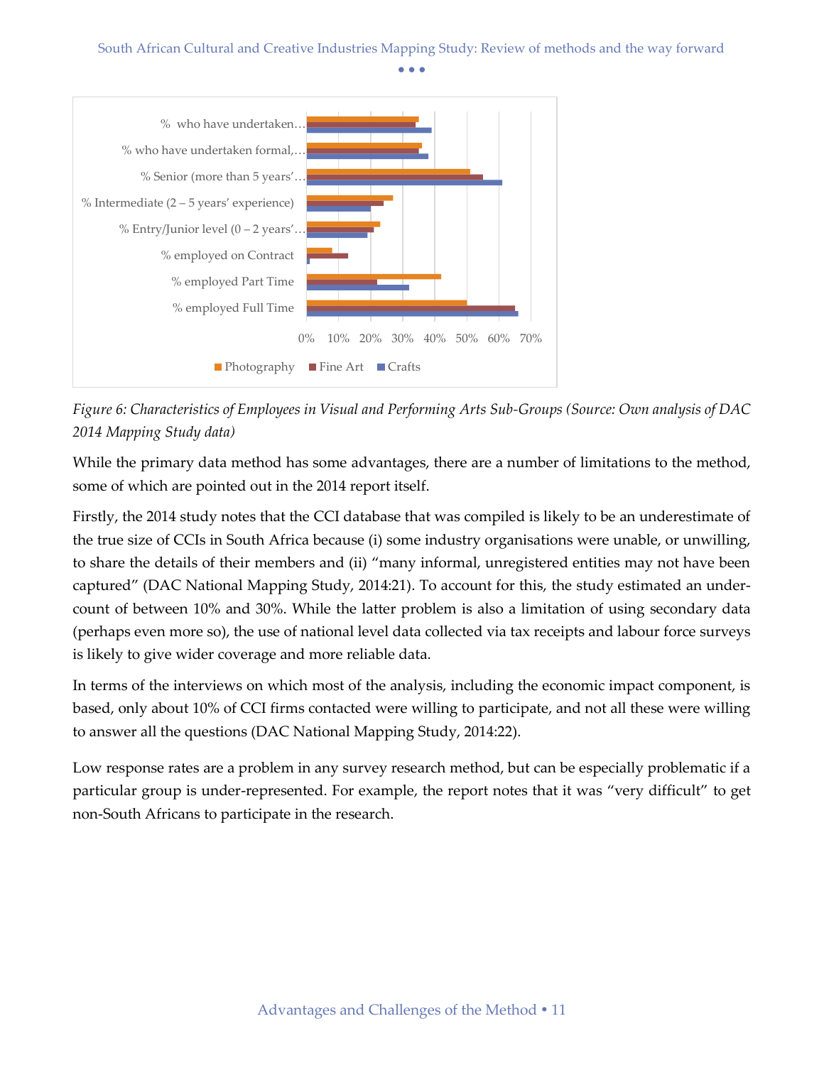*Figure 6: Characteristics of Employees in Visual and Performing Arts Sub-Groups (Source: Own analysis of DAC 2014 Mapping Study data)*

While the primary data method has some advantages, there are a number of limitations to the method, some of which are pointed out in the 2014 report itself.

Firstly, the 2014 study notes that the CCI database that was compiled is likely to be an underestimate of the true size of CCIs in South Africa because (i) some industry organisations were unable, or unwilling, to share the details of their members and (ii) "many informal, unregistered entities may not have been captured" (DAC National Mapping Study, 2014:21). To account for this, the study estimated an under-count of between 10% and 30%. While the latter problem is also a limitation of using secondary data (perhaps even more so), the use of national level data collected via tax receipts and labour force surveys is likely to give wider coverage and more reliable data.

In terms of the interviews on which most of the analysis, including the economic impact component, is based, only about 10% of CCI firms contacted were willing to participate, and not all these were willing to answer all the questions (DAC National Mapping Study, 2014:22).

Low response rates are a problem in any survey research method, but can be especially problematic if a particular group is under-represented. For example, the report notes that it was "very difficult" to get non-South Africans to participate in the research.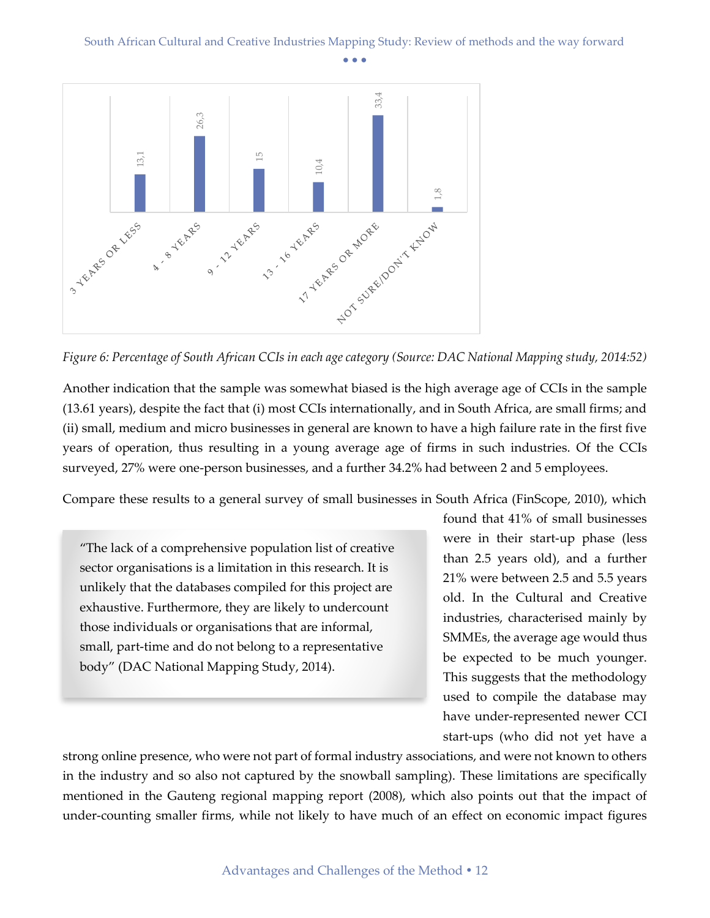| Age category | Percentage |
|---|---|
| 3 YEARS OR LESS | 13,1 |
| 4 - 8 YEARS | 26,3 |
| 9 - 12 YEARS | 15 |
| 13 - 16 YEARS | 10,4 |
| 17 YEARS OR MORE | 33,4 |
| NOT SURE/DON'T KNOW | 1,8 |

*Figure 6: Percentage of South African CCIs in each age category (Source: DAC National Mapping study, 2014:52)*

Another indication that the sample was somewhat biased is the high average age of CCIs in the sample (13.61 years), despite the fact that (i) most CCIs internationally, and in South Africa, are small firms; and (ii) small, medium and micro businesses in general are known to have a high failure rate in the first five years of operation, thus resulting in a young average age of firms in such industries. Of the CCIs surveyed, 27% were one-person businesses, and a further 34.2% had between 2 and 5 employees.

Compare these results to a general survey of small businesses in South Africa (FinScope, 2010), which found that 41% of small businesses were in their start-up phase (less than 2.5 years old), and a further 21% were between 2.5 and 5.5 years old. In the Cultural and Creative industries, characterised mainly by SMMEs, the average age would thus be expected to be much younger. This suggests that the methodology used to compile the database may have under-represented newer CCI start-ups (who did not yet have a strong online presence, who were not part of formal industry associations, and were not known to others in the industry and so also not captured by the snowball sampling). These limitations are specifically mentioned in the Gauteng regional mapping report (2008), which also points out that the impact of under-counting smaller firms, while not likely to have much of an effect on economic impact figures

> "The lack of a comprehensive population list of creative sector organisations is a limitation in this research. It is unlikely that the databases compiled for this project are exhaustive. Furthermore, they are likely to undercount those individuals or organisations that are informal, small, part-time and do not belong to a representative body" (DAC National Mapping Study, 2014).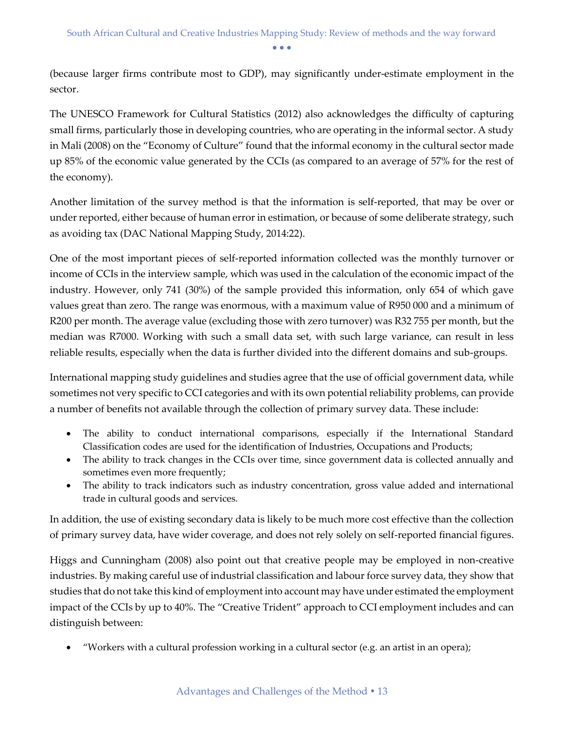(because larger firms contribute most to GDP), may significantly under-estimate employment in the sector.

The UNESCO Framework for Cultural Statistics (2012) also acknowledges the difficulty of capturing small firms, particularly those in developing countries, who are operating in the informal sector. A study in Mali (2008) on the "Economy of Culture" found that the informal economy in the cultural sector made up 85% of the economic value generated by the CCIs (as compared to an average of 57% for the rest of the economy).

Another limitation of the survey method is that the information is self-reported, that may be over or under reported, either because of human error in estimation, or because of some deliberate strategy, such as avoiding tax (DAC National Mapping Study, 2014:22).

One of the most important pieces of self-reported information collected was the monthly turnover or income of CCIs in the interview sample, which was used in the calculation of the economic impact of the industry. However, only 741 (30%) of the sample provided this information, only 654 of which gave values great than zero. The range was enormous, with a maximum value of R950 000 and a minimum of R200 per month. The average value (excluding those with zero turnover) was R32 755 per month, but the median was R7000. Working with such a small data set, with such large variance, can result in less reliable results, especially when the data is further divided into the different domains and sub-groups.

International mapping study guidelines and studies agree that the use of official government data, while sometimes not very specific to CCI categories and with its own potential reliability problems, can provide a number of benefits not available through the collection of primary survey data. These include:

- The ability to conduct international comparisons, especially if the International Standard Classification codes are used for the identification of Industries, Occupations and Products;
- The ability to track changes in the CCIs over time, since government data is collected annually and sometimes even more frequently;
- The ability to track indicators such as industry concentration, gross value added and international trade in cultural goods and services.

In addition, the use of existing secondary data is likely to be much more cost effective than the collection of primary survey data, have wider coverage, and does not rely solely on self-reported financial figures.

Higgs and Cunningham (2008) also point out that creative people may be employed in non-creative industries. By making careful use of industrial classification and labour force survey data, they show that studies that do not take this kind of employment into account may have under estimated the employment impact of the CCIs by up to 40%. The "Creative Trident" approach to CCI employment includes and can distinguish between:

- "Workers with a cultural profession working in a cultural sector (e.g. an artist in an opera);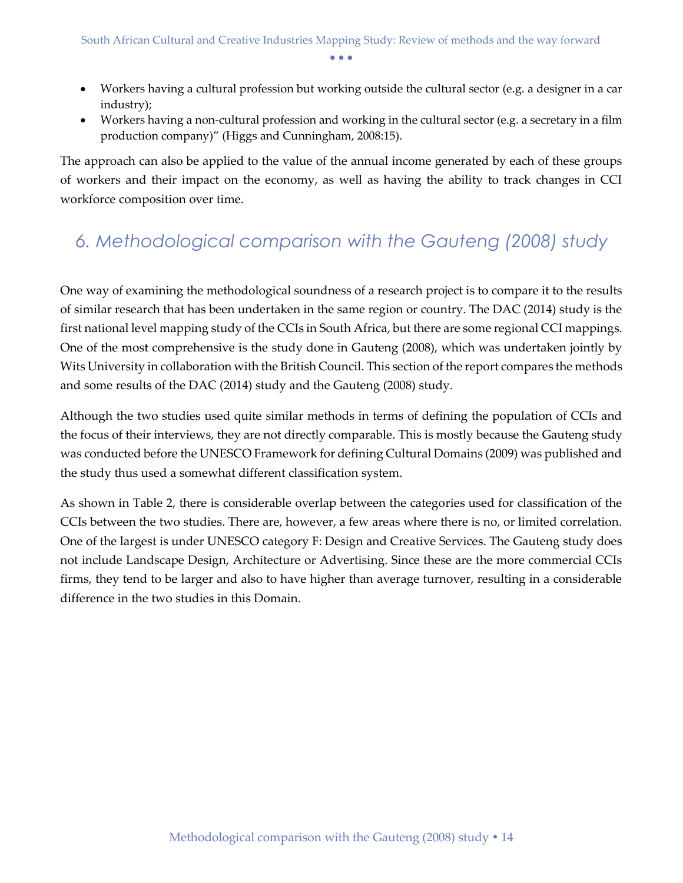- Workers having a cultural profession but working outside the cultural sector (e.g. a designer in a car industry);
- Workers having a non-cultural profession and working in the cultural sector (e.g. a secretary in a film production company)" (Higgs and Cunningham, 2008:15).

The approach can also be applied to the value of the annual income generated by each of these groups of workers and their impact on the economy, as well as having the ability to track changes in CCI workforce composition over time.

# 6. Methodological comparison with the Gauteng (2008) study

One way of examining the methodological soundness of a research project is to compare it to the results of similar research that has been undertaken in the same region or country. The DAC (2014) study is the first national level mapping study of the CCIs in South Africa, but there are some regional CCI mappings. One of the most comprehensive is the study done in Gauteng (2008), which was undertaken jointly by Wits University in collaboration with the British Council. This section of the report compares the methods and some results of the DAC (2014) study and the Gauteng (2008) study.

Although the two studies used quite similar methods in terms of defining the population of CCIs and the focus of their interviews, they are not directly comparable. This is mostly because the Gauteng study was conducted before the UNESCO Framework for defining Cultural Domains (2009) was published and the study thus used a somewhat different classification system.

As shown in Table 2, there is considerable overlap between the categories used for classification of the CCIs between the two studies. There are, however, a few areas where there is no, or limited correlation. One of the largest is under UNESCO category F: Design and Creative Services. The Gauteng study does not include Landscape Design, Architecture or Advertising. Since these are the more commercial CCIs firms, they tend to be larger and also to have higher than average turnover, resulting in a considerable difference in the two studies in this Domain.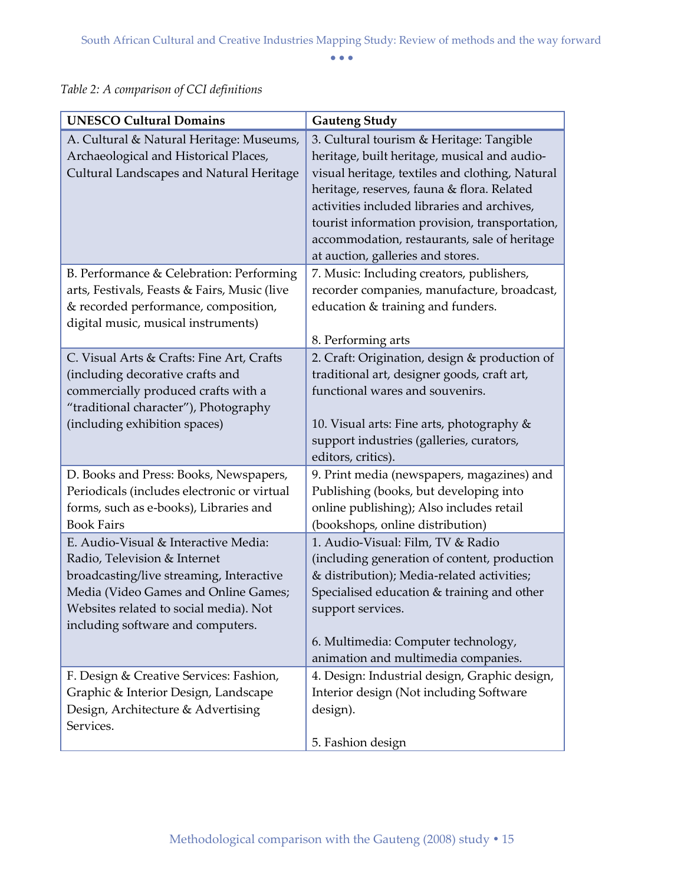*Table 2: A comparison of CCI definitions*

| UNESCO Cultural Domains | Gauteng Study |
|---|---|
| A. Cultural & Natural Heritage: Museums, Archaeological and Historical Places, Cultural Landscapes and Natural Heritage | 3. Cultural tourism & Heritage: Tangible heritage, built heritage, musical and audio-visual heritage, textiles and clothing, Natural heritage, reserves, fauna & flora. Related activities included libraries and archives, tourist information provision, transportation, accommodation, restaurants, sale of heritage at auction, galleries and stores. |
| B. Performance & Celebration: Performing arts, Festivals, Feasts & Fairs, Music (live & recorded performance, composition, digital music, musical instruments) | 7. Music: Including creators, publishers, recorder companies, manufacture, broadcast, education & training and funders.<br><br>8. Performing arts |
| C. Visual Arts & Crafts: Fine Art, Crafts (including decorative crafts and commercially produced crafts with a "traditional character"), Photography (including exhibition spaces) | 2. Craft: Origination, design & production of traditional art, designer goods, craft art, functional wares and souvenirs.<br><br>10. Visual arts: Fine arts, photography & support industries (galleries, curators, editors, critics). |
| D. Books and Press: Books, Newspapers, Periodicals (includes electronic or virtual forms, such as e-books), Libraries and Book Fairs | 9. Print media (newspapers, magazines) and Publishing (books, but developing into online publishing); Also includes retail (bookshops, online distribution) |
| E. Audio-Visual & Interactive Media: Radio, Television & Internet broadcasting/live streaming, Interactive Media (Video Games and Online Games; Websites related to social media). Not including software and computers. | 1. Audio-Visual: Film, TV & Radio (including generation of content, production & distribution); Media-related activities; Specialised education & training and other support services.<br><br>6. Multimedia: Computer technology, animation and multimedia companies. |
| F. Design & Creative Services: Fashion, Graphic & Interior Design, Landscape Design, Architecture & Advertising Services. | 4. Design: Industrial design, Graphic design, Interior design (Not including Software design).<br><br>5. Fashion design |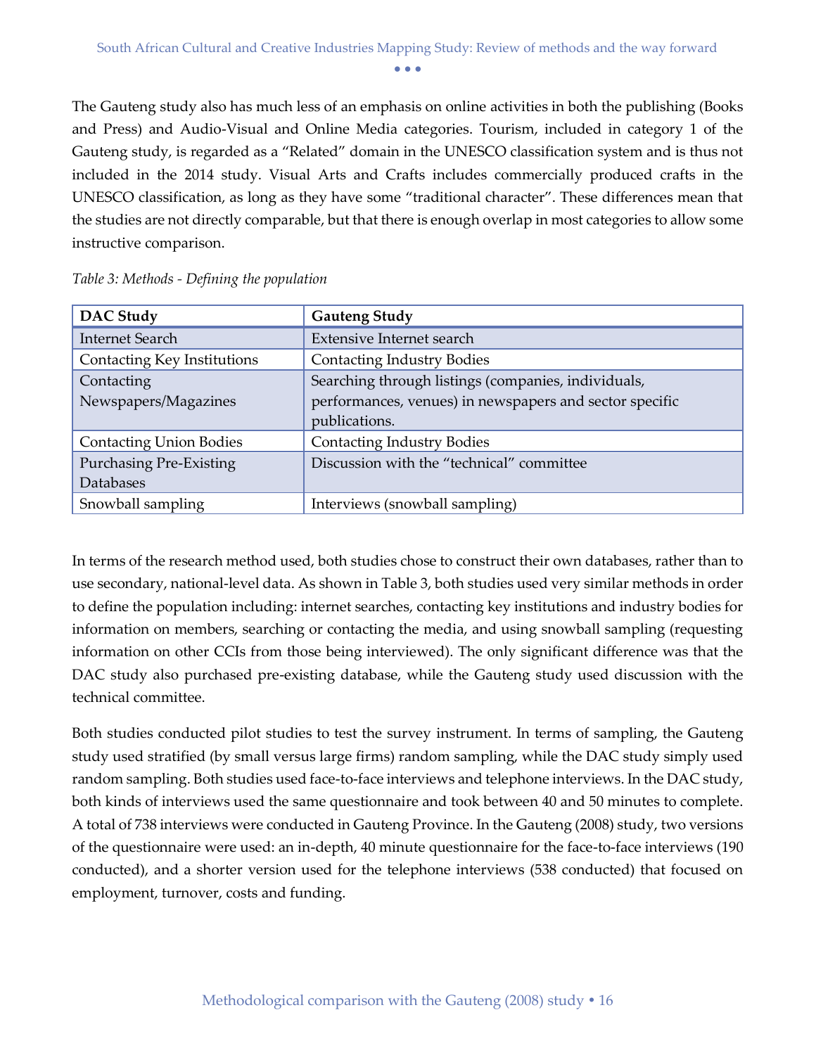The Gauteng study also has much less of an emphasis on online activities in both the publishing (Books and Press) and Audio-Visual and Online Media categories. Tourism, included in category 1 of the Gauteng study, is regarded as a "Related" domain in the UNESCO classification system and is thus not included in the 2014 study. Visual Arts and Crafts includes commercially produced crafts in the UNESCO classification, as long as they have some "traditional character". These differences mean that the studies are not directly comparable, but that there is enough overlap in most categories to allow some instructive comparison.

*Table 3: Methods - Defining the population*

| DAC Study | Gauteng Study |
|---|---|
| Internet Search | Extensive Internet search |
| Contacting Key Institutions | Contacting Industry Bodies |
| Contacting Newspapers/Magazines | Searching through listings (companies, individuals, performances, venues) in newspapers and sector specific publications. |
| Contacting Union Bodies | Contacting Industry Bodies |
| Purchasing Pre-Existing Databases | Discussion with the "technical" committee |
| Snowball sampling | Interviews (snowball sampling) |

In terms of the research method used, both studies chose to construct their own databases, rather than to use secondary, national-level data. As shown in Table 3, both studies used very similar methods in order to define the population including: internet searches, contacting key institutions and industry bodies for information on members, searching or contacting the media, and using snowball sampling (requesting information on other CCIs from those being interviewed). The only significant difference was that the DAC study also purchased pre-existing database, while the Gauteng study used discussion with the technical committee.

Both studies conducted pilot studies to test the survey instrument. In terms of sampling, the Gauteng study used stratified (by small versus large firms) random sampling, while the DAC study simply used random sampling. Both studies used face-to-face interviews and telephone interviews. In the DAC study, both kinds of interviews used the same questionnaire and took between 40 and 50 minutes to complete. A total of 738 interviews were conducted in Gauteng Province. In the Gauteng (2008) study, two versions of the questionnaire were used: an in-depth, 40 minute questionnaire for the face-to-face interviews (190 conducted), and a shorter version used for the telephone interviews (538 conducted) that focused on employment, turnover, costs and funding.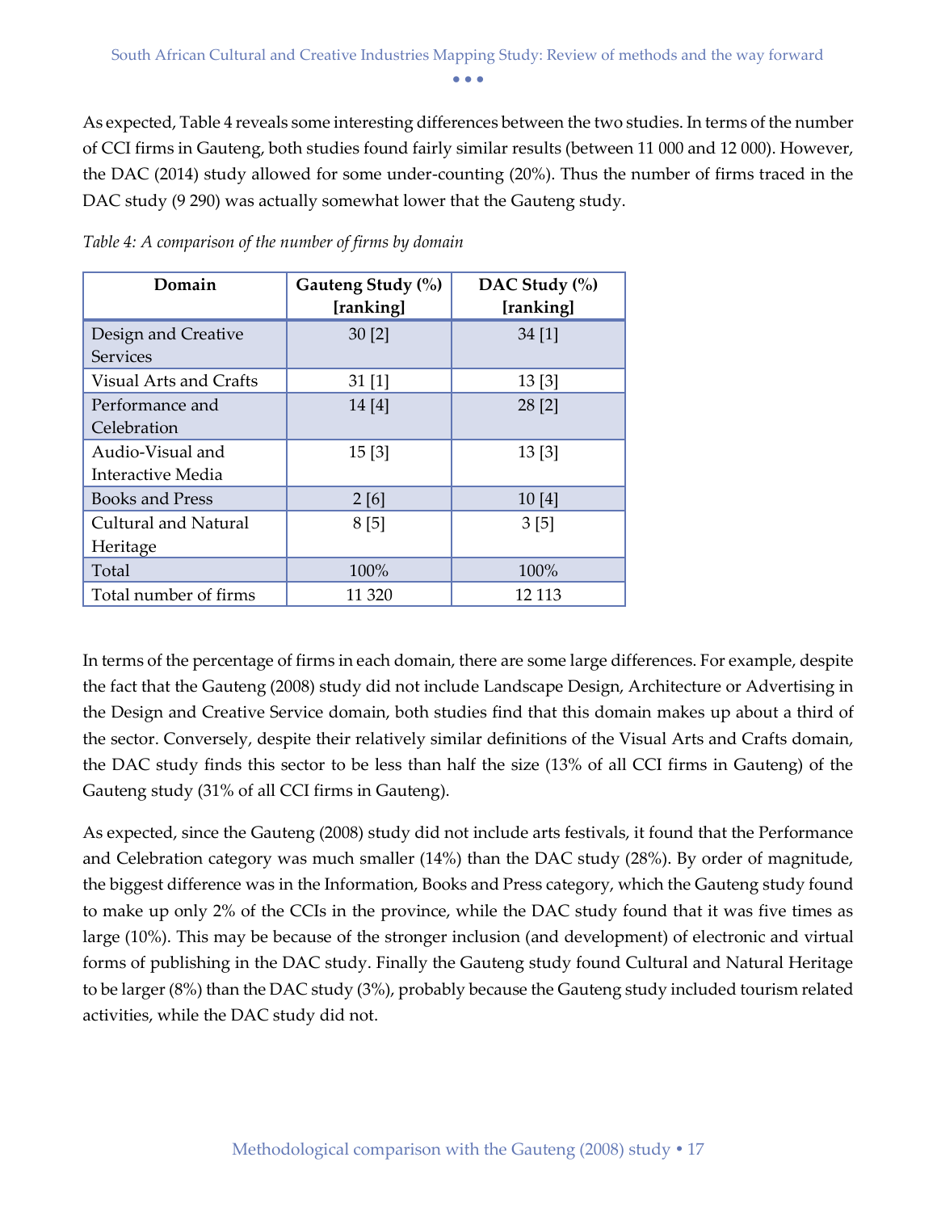As expected, Table 4 reveals some interesting differences between the two studies. In terms of the number of CCI firms in Gauteng, both studies found fairly similar results (between 11 000 and 12 000). However, the DAC (2014) study allowed for some under-counting (20%). Thus the number of firms traced in the DAC study (9 290) was actually somewhat lower that the Gauteng study.

*Table 4: A comparison of the number of firms by domain*

| Domain | Gauteng Study (%) [ranking] | DAC Study (%) [ranking] |
|---|---|---|
| Design and Creative Services | 30 [2] | 34 [1] |
| Visual Arts and Crafts | 31 [1] | 13 [3] |
| Performance and Celebration | 14 [4] | 28 [2] |
| Audio-Visual and Interactive Media | 15 [3] | 13 [3] |
| Books and Press | 2 [6] | 10 [4] |
| Cultural and Natural Heritage | 8 [5] | 3 [5] |
| Total | 100% | 100% |
| Total number of firms | 11 320 | 12 113 |

In terms of the percentage of firms in each domain, there are some large differences. For example, despite the fact that the Gauteng (2008) study did not include Landscape Design, Architecture or Advertising in the Design and Creative Service domain, both studies find that this domain makes up about a third of the sector. Conversely, despite their relatively similar definitions of the Visual Arts and Crafts domain, the DAC study finds this sector to be less than half the size (13% of all CCI firms in Gauteng) of the Gauteng study (31% of all CCI firms in Gauteng).

As expected, since the Gauteng (2008) study did not include arts festivals, it found that the Performance and Celebration category was much smaller (14%) than the DAC study (28%). By order of magnitude, the biggest difference was in the Information, Books and Press category, which the Gauteng study found to make up only 2% of the CCIs in the province, while the DAC study found that it was five times as large (10%). This may be because of the stronger inclusion (and development) of electronic and virtual forms of publishing in the DAC study. Finally the Gauteng study found Cultural and Natural Heritage to be larger (8%) than the DAC study (3%), probably because the Gauteng study included tourism related activities, while the DAC study did not.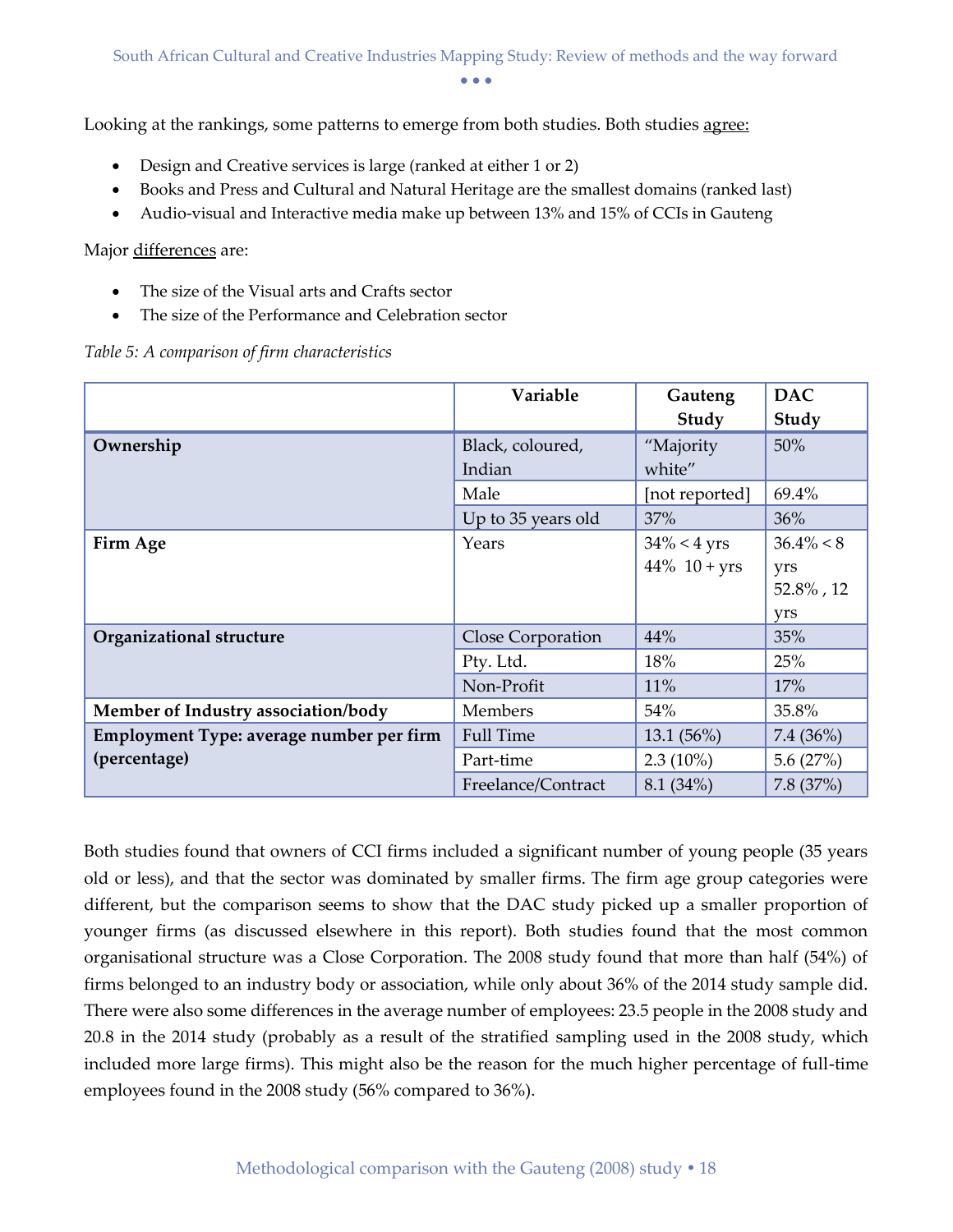Looking at the rankings, some patterns to emerge from both studies. Both studies agree:

- Design and Creative services is large (ranked at either 1 or 2)
- Books and Press and Cultural and Natural Heritage are the smallest domains (ranked last)
- Audio-visual and Interactive media make up between 13% and 15% of CCIs in Gauteng

Major differences are:

- The size of the Visual arts and Crafts sector
- The size of the Performance and Celebration sector

*Table 5: A comparison of firm characteristics*

| | Variable | Gauteng Study | DAC Study |
|---|---|---|---|
| **Ownership** | Black, coloured, Indian | "Majority white" | 50% |
| | Male | [not reported] | 69.4% |
| | Up to 35 years old | 37% | 36% |
| **Firm Age** | Years | 34% < 4 yrs<br>44% 10 + yrs | 36.4% < 8 yrs<br>52.8% , 12 yrs |
| **Organizational structure** | Close Corporation | 44% | 35% |
| | Pty. Ltd. | 18% | 25% |
| | Non-Profit | 11% | 17% |
| **Member of Industry association/body** | Members | 54% | 35.8% |
| **Employment Type: average number per firm (percentage)** | Full Time | 13.1 (56%) | 7.4 (36%) |
| | Part-time | 2.3 (10%) | 5.6 (27%) |
| | Freelance/Contract | 8.1 (34%) | 7.8 (37%) |

Both studies found that owners of CCI firms included a significant number of young people (35 years old or less), and that the sector was dominated by smaller firms. The firm age group categories were different, but the comparison seems to show that the DAC study picked up a smaller proportion of younger firms (as discussed elsewhere in this report). Both studies found that the most common organisational structure was a Close Corporation. The 2008 study found that more than half (54%) of firms belonged to an industry body or association, while only about 36% of the 2014 study sample did. There were also some differences in the average number of employees: 23.5 people in the 2008 study and 20.8 in the 2014 study (probably as a result of the stratified sampling used in the 2008 study, which included more large firms). This might also be the reason for the much higher percentage of full-time employees found in the 2008 study (56% compared to 36%).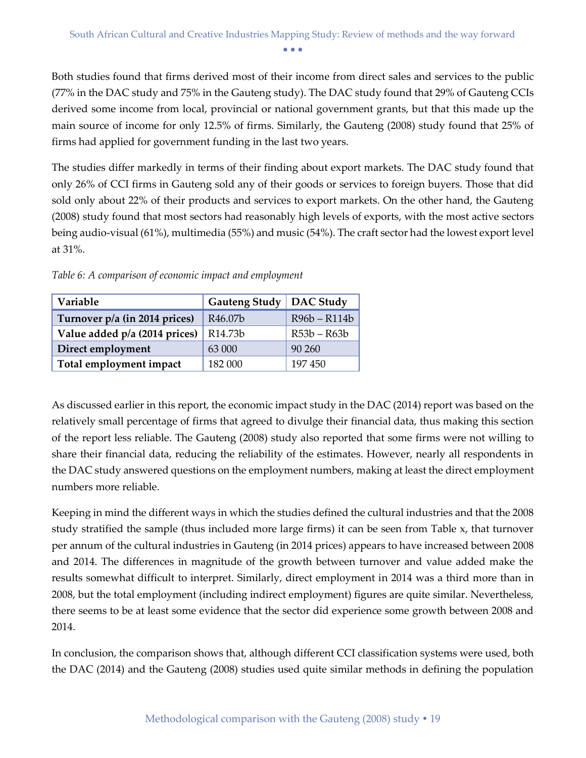Both studies found that firms derived most of their income from direct sales and services to the public (77% in the DAC study and 75% in the Gauteng study). The DAC study found that 29% of Gauteng CCIs derived some income from local, provincial or national government grants, but that this made up the main source of income for only 12.5% of firms. Similarly, the Gauteng (2008) study found that 25% of firms had applied for government funding in the last two years.

The studies differ markedly in terms of their finding about export markets. The DAC study found that only 26% of CCI firms in Gauteng sold any of their goods or services to foreign buyers. Those that did sold only about 22% of their products and services to export markets. On the other hand, the Gauteng (2008) study found that most sectors had reasonably high levels of exports, with the most active sectors being audio-visual (61%), multimedia (55%) and music (54%). The craft sector had the lowest export level at 31%.

*Table 6: A comparison of economic impact and employment*

| Variable | Gauteng Study | DAC Study |
|---|---|---|
| **Turnover p/a (in 2014 prices)** | R46.07b | R96b – R114b |
| **Value added p/a (2014 prices)** | R14.73b | R53b – R63b |
| **Direct employment** | 63 000 | 90 260 |
| **Total employment impact** | 182 000 | 197 450 |

As discussed earlier in this report, the economic impact study in the DAC (2014) report was based on the relatively small percentage of firms that agreed to divulge their financial data, thus making this section of the report less reliable. The Gauteng (2008) study also reported that some firms were not willing to share their financial data, reducing the reliability of the estimates. However, nearly all respondents in the DAC study answered questions on the employment numbers, making at least the direct employment numbers more reliable.

Keeping in mind the different ways in which the studies defined the cultural industries and that the 2008 study stratified the sample (thus included more large firms) it can be seen from Table x, that turnover per annum of the cultural industries in Gauteng (in 2014 prices) appears to have increased between 2008 and 2014. The differences in magnitude of the growth between turnover and value added make the results somewhat difficult to interpret. Similarly, direct employment in 2014 was a third more than in 2008, but the total employment (including indirect employment) figures are quite similar. Nevertheless, there seems to be at least some evidence that the sector did experience some growth between 2008 and 2014.

In conclusion, the comparison shows that, although different CCI classification systems were used, both the DAC (2014) and the Gauteng (2008) studies used quite similar methods in defining the population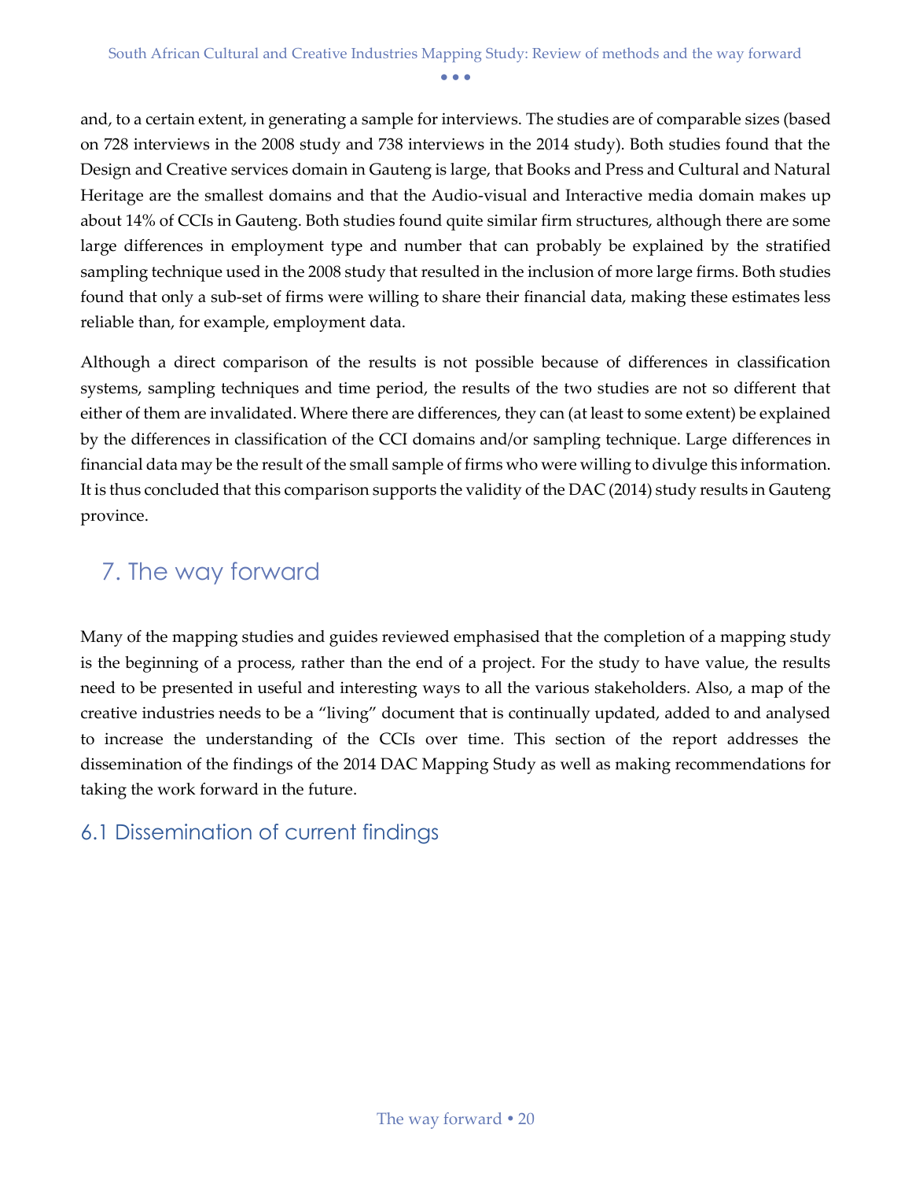and, to a certain extent, in generating a sample for interviews. The studies are of comparable sizes (based on 728 interviews in the 2008 study and 738 interviews in the 2014 study). Both studies found that the Design and Creative services domain in Gauteng is large, that Books and Press and Cultural and Natural Heritage are the smallest domains and that the Audio-visual and Interactive media domain makes up about 14% of CCIs in Gauteng. Both studies found quite similar firm structures, although there are some large differences in employment type and number that can probably be explained by the stratified sampling technique used in the 2008 study that resulted in the inclusion of more large firms. Both studies found that only a sub-set of firms were willing to share their financial data, making these estimates less reliable than, for example, employment data.

Although a direct comparison of the results is not possible because of differences in classification systems, sampling techniques and time period, the results of the two studies are not so different that either of them are invalidated. Where there are differences, they can (at least to some extent) be explained by the differences in classification of the CCI domains and/or sampling technique. Large differences in financial data may be the result of the small sample of firms who were willing to divulge this information. It is thus concluded that this comparison supports the validity of the DAC (2014) study results in Gauteng province.

# 7. The way forward

Many of the mapping studies and guides reviewed emphasised that the completion of a mapping study is the beginning of a process, rather than the end of a project. For the study to have value, the results need to be presented in useful and interesting ways to all the various stakeholders. Also, a map of the creative industries needs to be a "living" document that is continually updated, added to and analysed to increase the understanding of the CCIs over time. This section of the report addresses the dissemination of the findings of the 2014 DAC Mapping Study as well as making recommendations for taking the work forward in the future.

## 6.1 Dissemination of current findings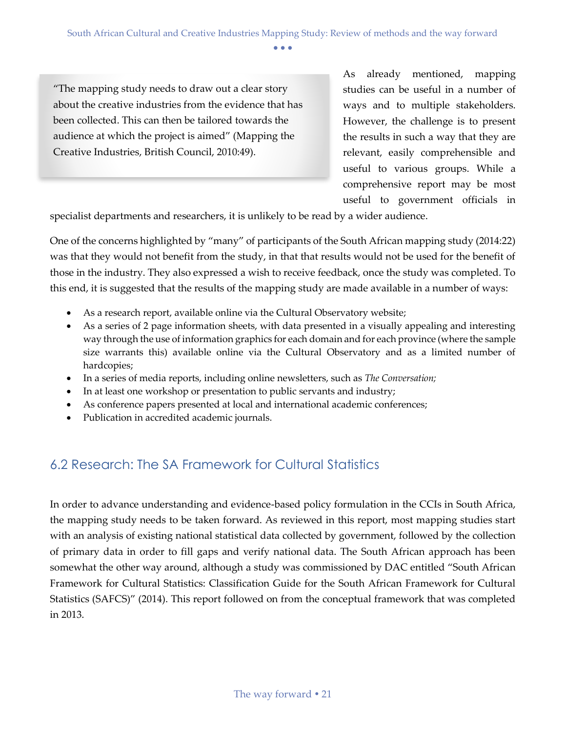> "The mapping study needs to draw out a clear story about the creative industries from the evidence that has been collected. This can then be tailored towards the audience at which the project is aimed" (Mapping the Creative Industries, British Council, 2010:49).

As already mentioned, mapping studies can be useful in a number of ways and to multiple stakeholders. However, the challenge is to present the results in such a way that they are relevant, easily comprehensible and useful to various groups. While a comprehensive report may be most useful to government officials in specialist departments and researchers, it is unlikely to be read by a wider audience.

One of the concerns highlighted by "many" of participants of the South African mapping study (2014:22) was that they would not benefit from the study, in that that results would not be used for the benefit of those in the industry. They also expressed a wish to receive feedback, once the study was completed. To this end, it is suggested that the results of the mapping study are made available in a number of ways:

- As a research report, available online via the Cultural Observatory website;
- As a series of 2 page information sheets, with data presented in a visually appealing and interesting way through the use of information graphics for each domain and for each province (where the sample size warrants this) available online via the Cultural Observatory and as a limited number of hardcopies;
- In a series of media reports, including online newsletters, such as *The Conversation;*
- In at least one workshop or presentation to public servants and industry;
- As conference papers presented at local and international academic conferences;
- Publication in accredited academic journals.

## 6.2 Research: The SA Framework for Cultural Statistics

In order to advance understanding and evidence-based policy formulation in the CCIs in South Africa, the mapping study needs to be taken forward. As reviewed in this report, most mapping studies start with an analysis of existing national statistical data collected by government, followed by the collection of primary data in order to fill gaps and verify national data. The South African approach has been somewhat the other way around, although a study was commissioned by DAC entitled "South African Framework for Cultural Statistics: Classification Guide for the South African Framework for Cultural Statistics (SAFCS)" (2014). This report followed on from the conceptual framework that was completed in 2013.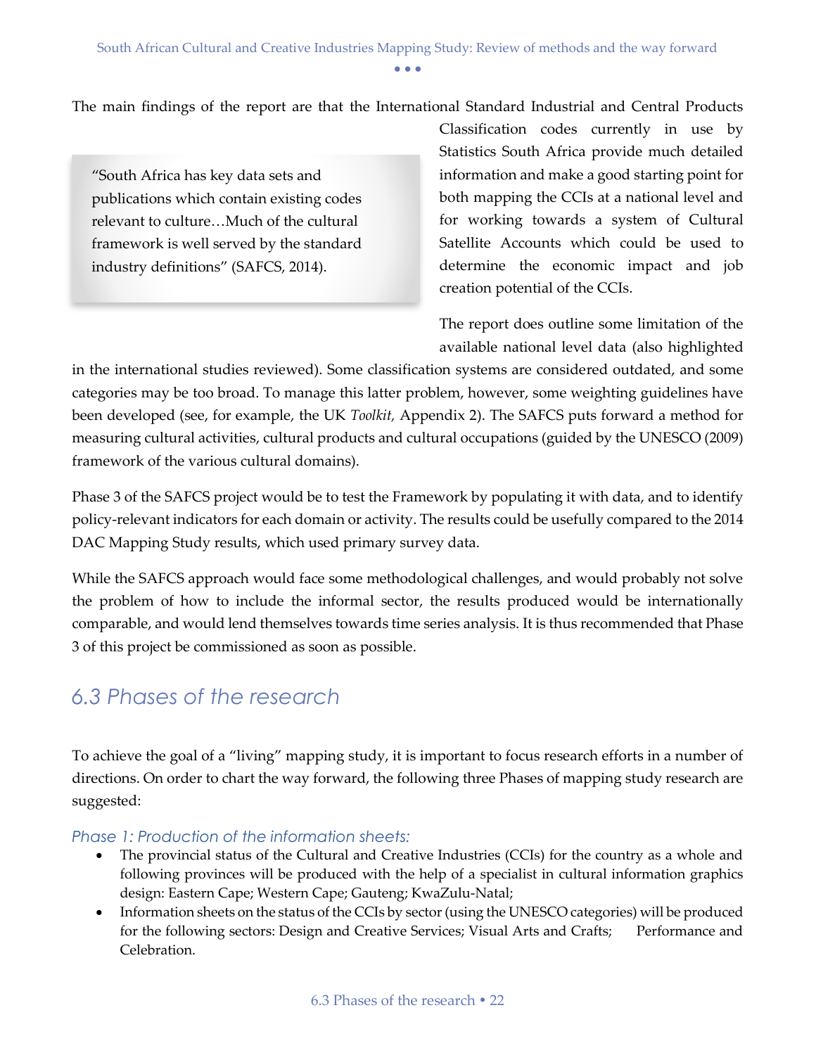The main findings of the report are that the International Standard Industrial and Central Products Classification codes currently in use by Statistics South Africa provide much detailed information and make a good starting point for both mapping the CCIs at a national level and for working towards a system of Cultural Satellite Accounts which could be used to determine the economic impact and job creation potential of the CCIs.

> "South Africa has key data sets and publications which contain existing codes relevant to culture…Much of the cultural framework is well served by the standard industry definitions" (SAFCS, 2014).

The report does outline some limitation of the available national level data (also highlighted in the international studies reviewed). Some classification systems are considered outdated, and some categories may be too broad. To manage this latter problem, however, some weighting guidelines have been developed (see, for example, the UK *Toolkit,* Appendix 2). The SAFCS puts forward a method for measuring cultural activities, cultural products and cultural occupations (guided by the UNESCO (2009) framework of the various cultural domains).

Phase 3 of the SAFCS project would be to test the Framework by populating it with data, and to identify policy-relevant indicators for each domain or activity. The results could be usefully compared to the 2014 DAC Mapping Study results, which used primary survey data.

While the SAFCS approach would face some methodological challenges, and would probably not solve the problem of how to include the informal sector, the results produced would be internationally comparable, and would lend themselves towards time series analysis. It is thus recommended that Phase 3 of this project be commissioned as soon as possible.

## 6.3 Phases of the research

To achieve the goal of a "living" mapping study, it is important to focus research efforts in a number of directions. On order to chart the way forward, the following three Phases of mapping study research are suggested:

### *Phase 1: Production of the information sheets:*

- The provincial status of the Cultural and Creative Industries (CCIs) for the country as a whole and following provinces will be produced with the help of a specialist in cultural information graphics design: Eastern Cape; Western Cape; Gauteng; KwaZulu-Natal;
- Information sheets on the status of the CCIs by sector (using the UNESCO categories) will be produced for the following sectors: Design and Creative Services; Visual Arts and Crafts; Performance and Celebration.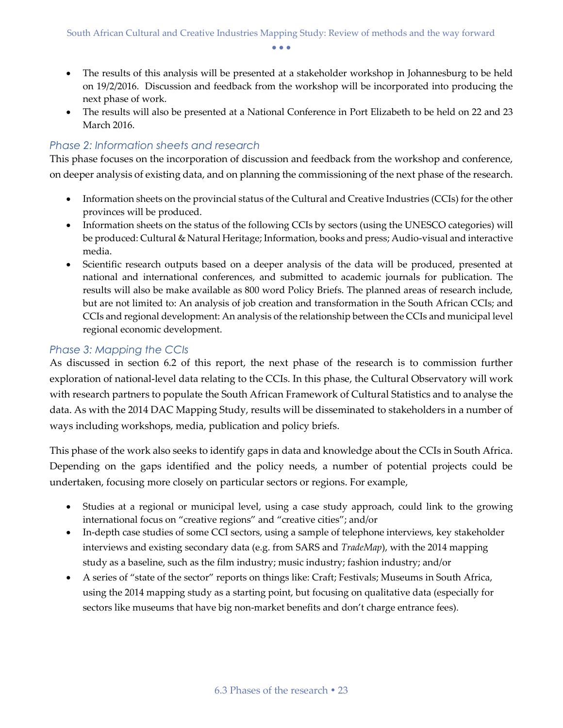- The results of this analysis will be presented at a stakeholder workshop in Johannesburg to be held on 19/2/2016. Discussion and feedback from the workshop will be incorporated into producing the next phase of work.
- The results will also be presented at a National Conference in Port Elizabeth to be held on 22 and 23 March 2016.

### *Phase 2: Information sheets and research*

This phase focuses on the incorporation of discussion and feedback from the workshop and conference, on deeper analysis of existing data, and on planning the commissioning of the next phase of the research.

- Information sheets on the provincial status of the Cultural and Creative Industries (CCIs) for the other provinces will be produced.
- Information sheets on the status of the following CCIs by sectors (using the UNESCO categories) will be produced: Cultural & Natural Heritage; Information, books and press; Audio-visual and interactive media.
- Scientific research outputs based on a deeper analysis of the data will be produced, presented at national and international conferences, and submitted to academic journals for publication. The results will also be make available as 800 word Policy Briefs. The planned areas of research include, but are not limited to: An analysis of job creation and transformation in the South African CCIs; and CCIs and regional development: An analysis of the relationship between the CCIs and municipal level regional economic development.

### *Phase 3: Mapping the CCIs*

As discussed in section 6.2 of this report, the next phase of the research is to commission further exploration of national-level data relating to the CCIs. In this phase, the Cultural Observatory will work with research partners to populate the South African Framework of Cultural Statistics and to analyse the data. As with the 2014 DAC Mapping Study, results will be disseminated to stakeholders in a number of ways including workshops, media, publication and policy briefs.

This phase of the work also seeks to identify gaps in data and knowledge about the CCIs in South Africa. Depending on the gaps identified and the policy needs, a number of potential projects could be undertaken, focusing more closely on particular sectors or regions. For example,

- Studies at a regional or municipal level, using a case study approach, could link to the growing international focus on "creative regions" and "creative cities"; and/or
- In-depth case studies of some CCI sectors, using a sample of telephone interviews, key stakeholder interviews and existing secondary data (e.g. from SARS and *TradeMap*), with the 2014 mapping study as a baseline, such as the film industry; music industry; fashion industry; and/or
- A series of "state of the sector" reports on things like: Craft; Festivals; Museums in South Africa, using the 2014 mapping study as a starting point, but focusing on qualitative data (especially for sectors like museums that have big non-market benefits and don't charge entrance fees).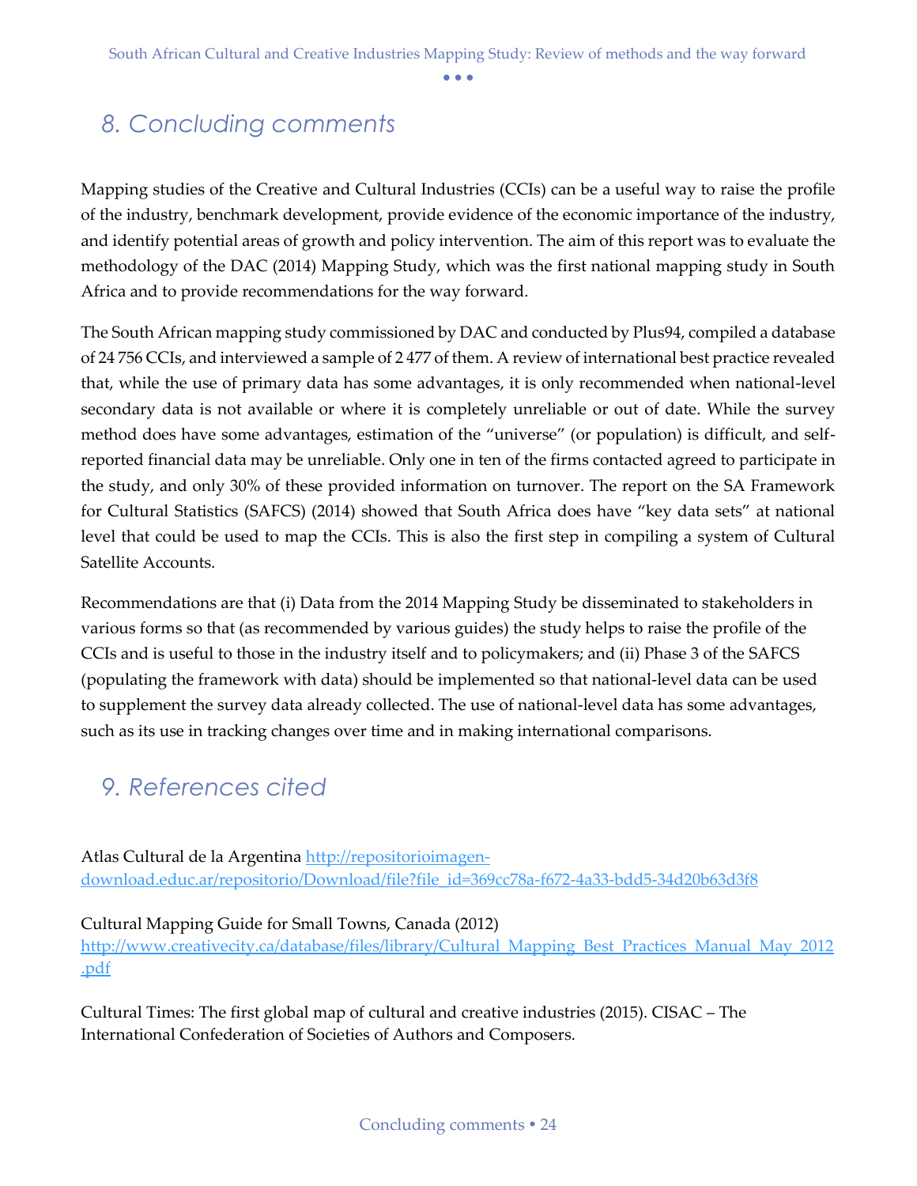## 8. Concluding comments

Mapping studies of the Creative and Cultural Industries (CCIs) can be a useful way to raise the profile of the industry, benchmark development, provide evidence of the economic importance of the industry, and identify potential areas of growth and policy intervention. The aim of this report was to evaluate the methodology of the DAC (2014) Mapping Study, which was the first national mapping study in South Africa and to provide recommendations for the way forward.

The South African mapping study commissioned by DAC and conducted by Plus94, compiled a database of 24 756 CCIs, and interviewed a sample of 2 477 of them. A review of international best practice revealed that, while the use of primary data has some advantages, it is only recommended when national-level secondary data is not available or where it is completely unreliable or out of date. While the survey method does have some advantages, estimation of the "universe" (or population) is difficult, and self-reported financial data may be unreliable. Only one in ten of the firms contacted agreed to participate in the study, and only 30% of these provided information on turnover. The report on the SA Framework for Cultural Statistics (SAFCS) (2014) showed that South Africa does have "key data sets" at national level that could be used to map the CCIs. This is also the first step in compiling a system of Cultural Satellite Accounts.

Recommendations are that (i) Data from the 2014 Mapping Study be disseminated to stakeholders in various forms so that (as recommended by various guides) the study helps to raise the profile of the CCIs and is useful to those in the industry itself and to policymakers; and (ii) Phase 3 of the SAFCS (populating the framework with data) should be implemented so that national-level data can be used to supplement the survey data already collected. The use of national-level data has some advantages, such as its use in tracking changes over time and in making international comparisons.

## 9. References cited

Atlas Cultural de la Argentina http://repositorioimagen-download.educ.ar/repositorio/Download/file?file_id=369cc78a-f672-4a33-bdd5-34d20b63d3f8

Cultural Mapping Guide for Small Towns, Canada (2012) http://www.creativecity.ca/database/files/library/Cultural_Mapping_Best_Practices_Manual_May_2012.pdf

Cultural Times: The first global map of cultural and creative industries (2015). CISAC – The International Confederation of Societies of Authors and Composers.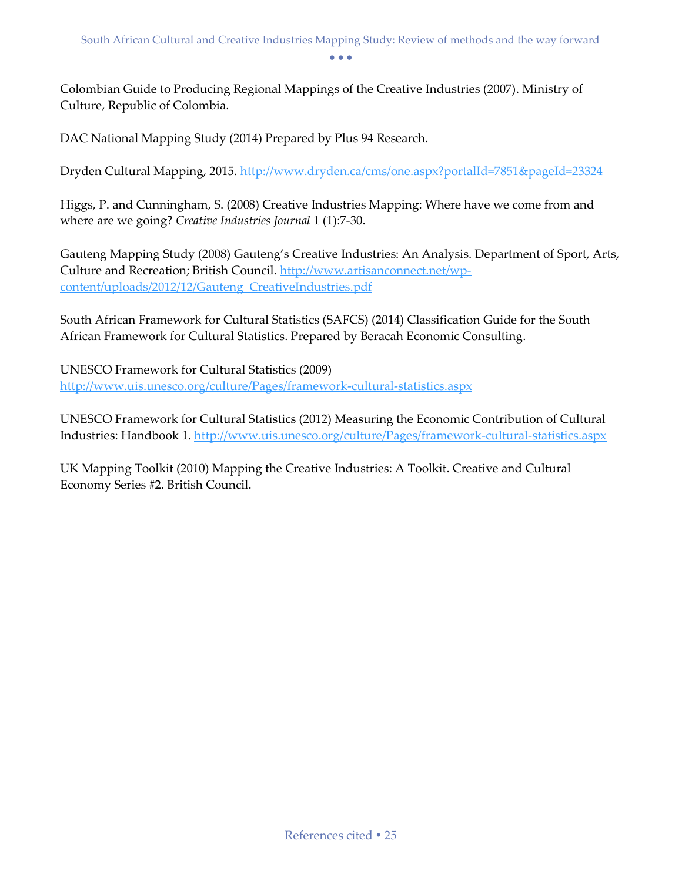Colombian Guide to Producing Regional Mappings of the Creative Industries (2007). Ministry of Culture, Republic of Colombia.

DAC National Mapping Study (2014) Prepared by Plus 94 Research.

Dryden Cultural Mapping, 2015. http://www.dryden.ca/cms/one.aspx?portalId=7851&pageId=23324

Higgs, P. and Cunningham, S. (2008) Creative Industries Mapping: Where have we come from and where are we going? *Creative Industries Journal* 1 (1):7-30.

Gauteng Mapping Study (2008) Gauteng's Creative Industries: An Analysis. Department of Sport, Arts, Culture and Recreation; British Council. http://www.artisanconnect.net/wp-content/uploads/2012/12/Gauteng_CreativeIndustries.pdf

South African Framework for Cultural Statistics (SAFCS) (2014) Classification Guide for the South African Framework for Cultural Statistics. Prepared by Beracah Economic Consulting.

UNESCO Framework for Cultural Statistics (2009) http://www.uis.unesco.org/culture/Pages/framework-cultural-statistics.aspx

UNESCO Framework for Cultural Statistics (2012) Measuring the Economic Contribution of Cultural Industries: Handbook 1. http://www.uis.unesco.org/culture/Pages/framework-cultural-statistics.aspx

UK Mapping Toolkit (2010) Mapping the Creative Industries: A Toolkit. Creative and Cultural Economy Series #2. British Council.